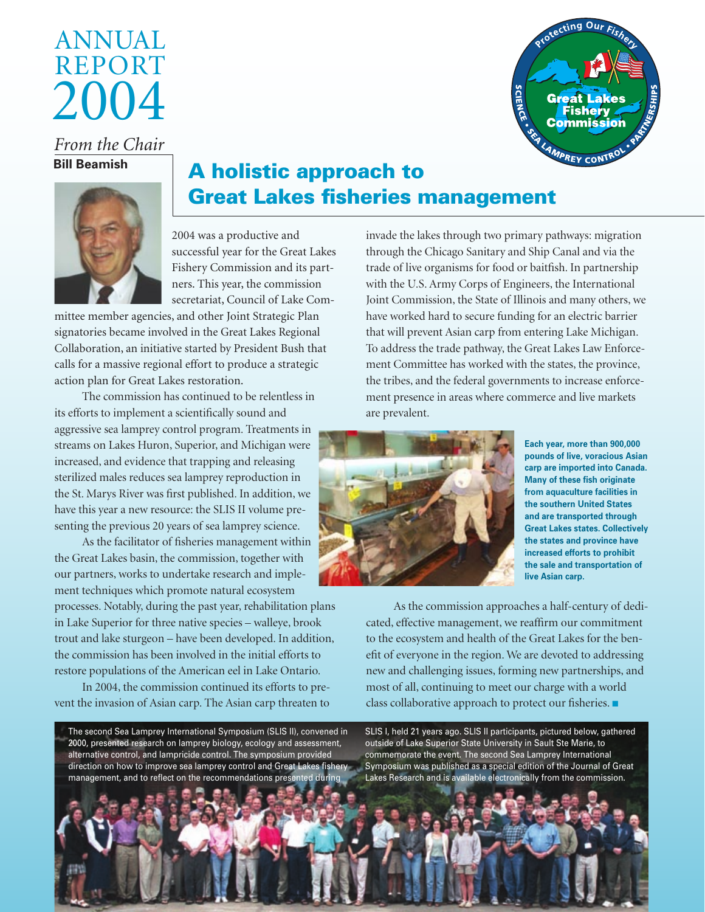# ANNUAL REPORT 2004

*From the Chair*

**Bill Beamish**

## A holistic approach to Great Lakes fisheries management

2004 was a productive and successful year for the Great Lakes Fishery Commission and its partners. This year, the commission secretariat, Council of Lake Committee member agencies, and other Joint Strategic Plan signatories became involved in the Great Lakes Regional Collaboration, an initiative started by President Bush that calls for a massive regional effort to produce a strategic action plan for Great Lakes restoration.

The commission has continued to be relentless in its efforts to implement a scientifically sound and aggressive sea lamprey control program. Treatments in streams on Lakes Huron, Superior, and Michigan were increased, and evidence that trapping and releasing sterilized males reduces sea lamprey reproduction in the St. Marys River was first published. In addition, we have this year a new resource: the SLIS II volume presenting the previous 20 years of sea lamprey science.

As the facilitator of fisheries management within the Great Lakes basin, the commission, together with our partners, works to undertake research and implement techniques which promote natural ecosystem processes. Notably, during the past year, rehabilitation plans in Lake Superior for three native species – walleye, brook trout and lake sturgeon – have been developed. In addition, the commission has been involved in the initial efforts to restore populations of the American eel in Lake Ontario.

In 2004, the commission continued its efforts to prevent the invasion of Asian carp. The Asian carp threaten to invade the lakes through two primary pathways: migration through the Chicago Sanitary and Ship Canal and via the trade of live organisms for food or baitfish. In partnership with the U.S. Army Corps of Engineers, the International Joint Commission, the State of Illinois and many others, we have worked hard to secure funding for an electric barrier that will prevent Asian carp from entering Lake Michigan. To address the trade pathway, the Great Lakes Law Enforcement Committee has worked with the states, the province, the tribes, and the federal governments to increase enforcement presence in areas where commerce and live markets are prevalent.

**Each year, more than 900,000 pounds of live, voracious Asian carp are imported into Canada. Many of these fish originate from aquaculture facilities in the southern United States and are transported through Great Lakes states. Collectively the states and province have increased efforts to prohibit the sale and transportation of live Asian carp.**

As the commission approaches a half-century of dedicated, effective management, we reaffirm our commitment to the ecosystem and health of the Great Lakes for the benefit of everyone in the region. We are devoted to addressing new and challenging issues, forming new partnerships, and most of all, continuing to meet our charge with a world class collaborative approach to protect our fisheries. ■

The second Sea Lamprey International Symposium (SLIS II), convened in 2000, presented research on lamprey biology, ecology and assessment, alternative control, and lampricide control. The symposium provided direction on how to improve sea lamprey control and Great Lakes fishery management, and to reflect on the recommendations presented during SLIS I, held 21 years ago. SLIS II participants, pictured below, gathered outside of Lake Superior State University in Sault Ste Marie, to commemorate the event. The second Sea Lamprey International Symposium was published as a special edition of the Journal of Great Lakes Research and is available electronically from the commission.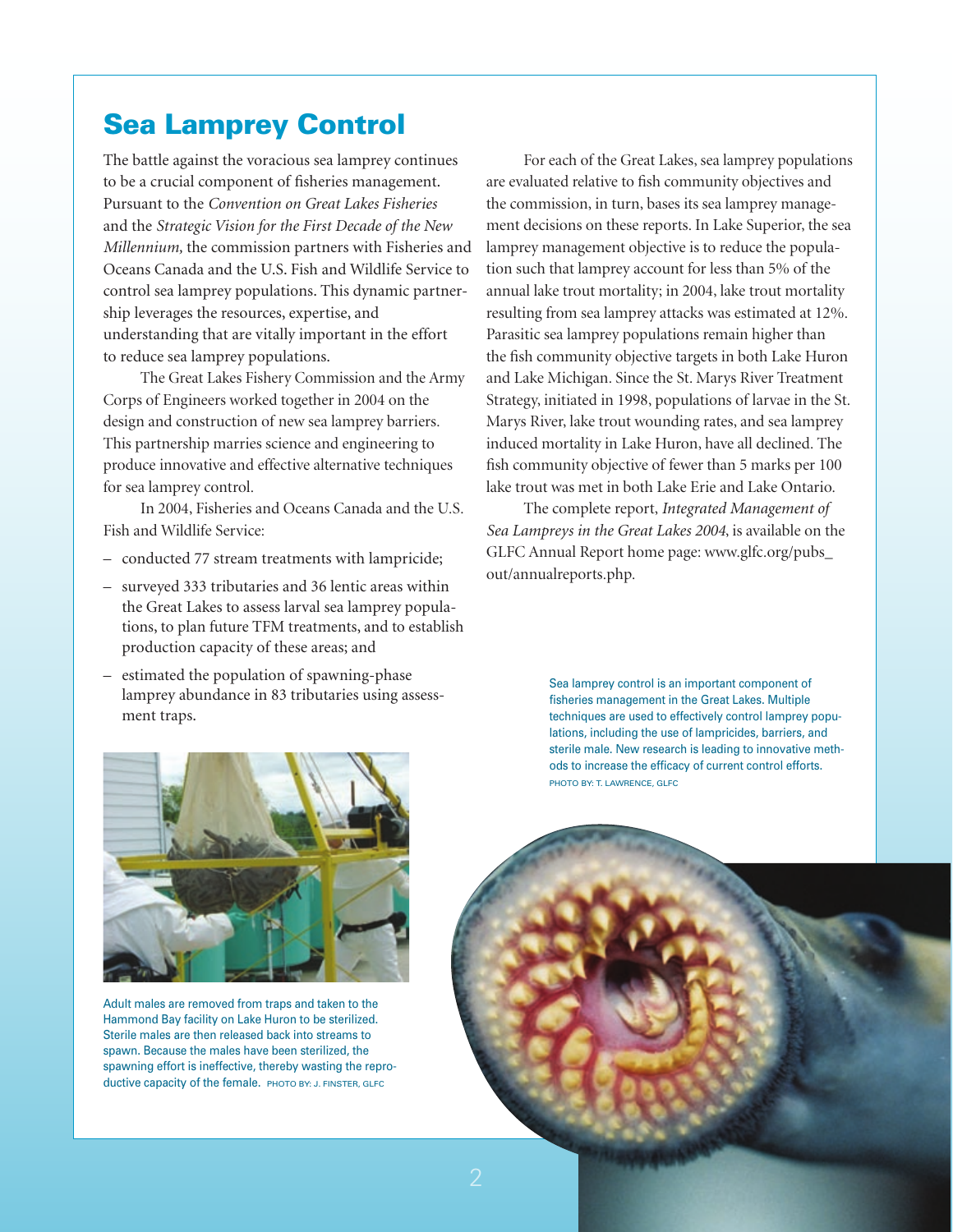# Sea Lamprey Control

The battle against the voracious sea lamprey continues to be a crucial component of fisheries management. Pursuant to the *Convention on Great Lakes Fisheries* and the *Strategic Vision for the First Decade of the New Millennium,* the commission partners with Fisheries and Oceans Canada and the U.S. Fish and Wildlife Service to control sea lamprey populations. This dynamic partnership leverages the resources, expertise, and understanding that are vitally important in the effort to reduce sea lamprey populations.

The Great Lakes Fishery Commission and the Army Corps of Engineers worked together in 2004 on the design and construction of new sea lamprey barriers. This partnership marries science and engineering to produce innovative and effective alternative techniques for sea lamprey control.

In 2004, Fisheries and Oceans Canada and the U.S. Fish and Wildlife Service:

- conducted 77 stream treatments with lampricide;
- surveyed 333 tributaries and 36 lentic areas within the Great Lakes to assess larval sea lamprey populations, to plan future TFM treatments, and to establish production capacity of these areas; and
- estimated the population of spawning-phase lamprey abundance in 83 tributaries using assessment traps.

Adult males are removed from traps and taken to the Hammond Bay facility on Lake Huron to be sterilized. Sterile males are then released back into streams to spawn. Because the males have been sterilized, the spawning effort is ineffective, thereby wasting the reproductive capacity of the female. PHOTO BY: J. FINSTER, GLFC

For each of the Great Lakes, sea lamprey populations are evaluated relative to fish community objectives and the commission, in turn, bases its sea lamprey management decisions on these reports. In Lake Superior, the sea lamprey management objective is to reduce the population such that lamprey account for less than 5% of the annual lake trout mortality; in 2004, lake trout mortality resulting from sea lamprey attacks was estimated at 12%. Parasitic sea lamprey populations remain higher than the fish community objective targets in both Lake Huron and Lake Michigan. Since the St. Marys River Treatment Strategy, initiated in 1998, populations of larvae in the St. Marys River, lake trout wounding rates, and sea lamprey induced mortality in Lake Huron, have all declined. The fish community objective of fewer than 5 marks per 100 lake trout was met in both Lake Erie and Lake Ontario.

The complete report, *Integrated Management of Sea Lampreys in the Great Lakes 2004*, is available on the GLFC Annual Report home page: www.glfc.org/pubs_out/annualreports.php.

Sea lamprey control is an important component of fisheries management in the Great Lakes. Multiple techniques are used to effectively control lamprey populations, including the use of lampricides, barriers, and sterile male. New research is leading to innovative methods to increase the efficacy of current control efforts. PHOTO BY: T. LAWRENCE, GLFC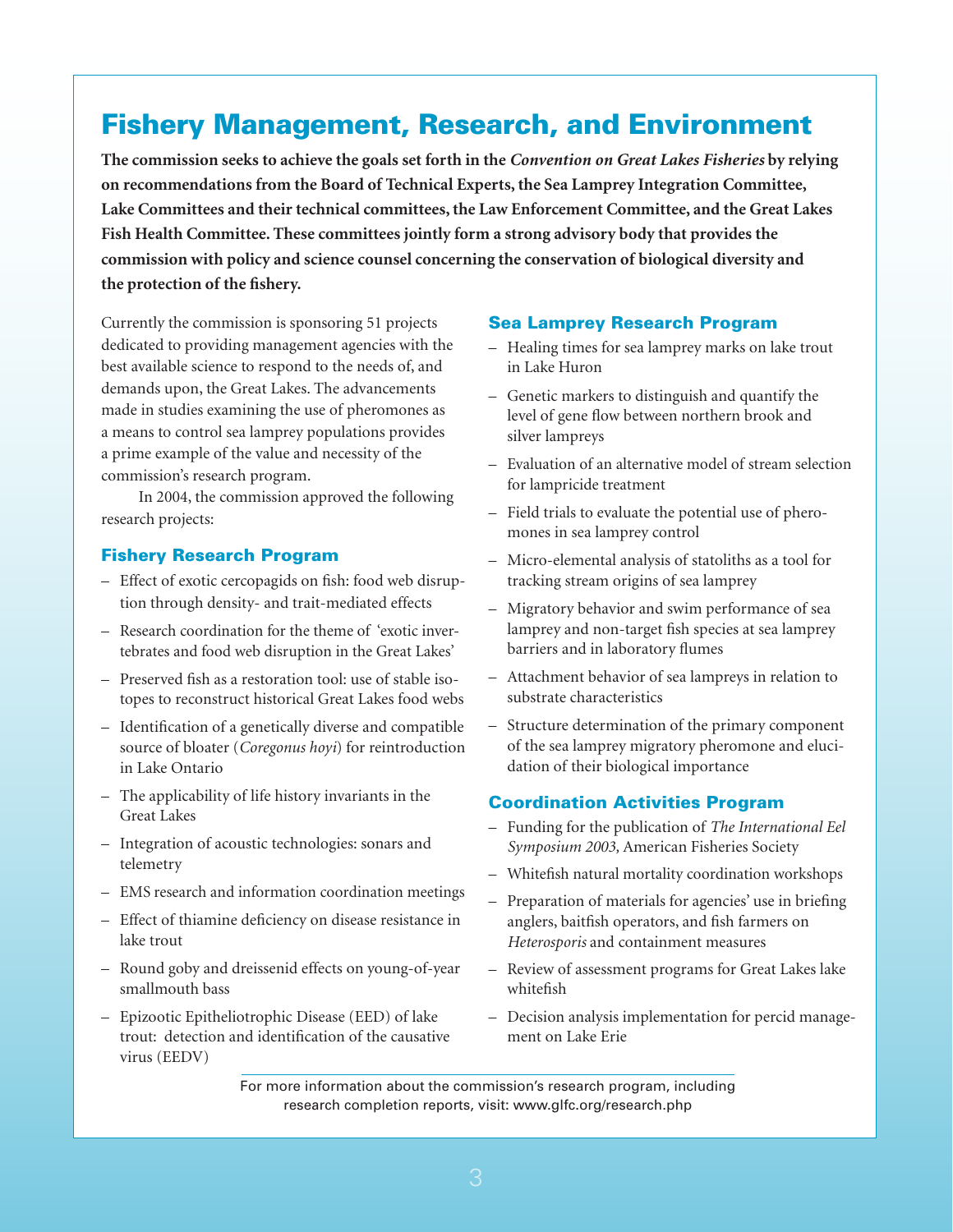# Fishery Management, Research, and Environment

**The commission seeks to achieve the goals set forth in the *Convention on Great Lakes Fisheries* by relying on recommendations from the Board of Technical Experts, the Sea Lamprey Integration Committee, Lake Committees and their technical committees, the Law Enforcement Committee, and the Great Lakes Fish Health Committee. These committees jointly form a strong advisory body that provides the commission with policy and science counsel concerning the conservation of biological diversity and the protection of the fishery.**

Currently the commission is sponsoring 51 projects dedicated to providing management agencies with the best available science to respond to the needs of, and demands upon, the Great Lakes. The advancements made in studies examining the use of pheromones as a means to control sea lamprey populations provides a prime example of the value and necessity of the commission's research program.

In 2004, the commission approved the following research projects:

## Fishery Research Program

- Effect of exotic cercopagids on fish: food web disruption through density- and trait-mediated effects
- Research coordination for the theme of 'exotic invertebrates and food web disruption in the Great Lakes'
- Preserved fish as a restoration tool: use of stable isotopes to reconstruct historical Great Lakes food webs
- Identification of a genetically diverse and compatible source of bloater (*Coregonus hoyi*) for reintroduction in Lake Ontario
- The applicability of life history invariants in the Great Lakes
- Integration of acoustic technologies: sonars and telemetry
- EMS research and information coordination meetings
- Effect of thiamine deficiency on disease resistance in lake trout
- Round goby and dreissenid effects on young-of-year smallmouth bass
- Epizootic Epitheliotrophic Disease (EED) of lake trout: detection and identification of the causative virus (EEDV)

## Sea Lamprey Research Program

- Healing times for sea lamprey marks on lake trout in Lake Huron
- Genetic markers to distinguish and quantify the level of gene flow between northern brook and silver lampreys
- Evaluation of an alternative model of stream selection for lampricide treatment
- Field trials to evaluate the potential use of pheromones in sea lamprey control
- Micro-elemental analysis of statoliths as a tool for tracking stream origins of sea lamprey
- Migratory behavior and swim performance of sea lamprey and non-target fish species at sea lamprey barriers and in laboratory flumes
- Attachment behavior of sea lampreys in relation to substrate characteristics
- Structure determination of the primary component of the sea lamprey migratory pheromone and elucidation of their biological importance

## Coordination Activities Program

- Funding for the publication of *The International Eel Symposium 2003,* American Fisheries Society
- Whitefish natural mortality coordination workshops
- Preparation of materials for agencies' use in briefing anglers, baitfish operators, and fish farmers on *Heterosporis* and containment measures
- Review of assessment programs for Great Lakes lake whitefish
- Decision analysis implementation for percid management on Lake Erie

For more information about the commission's research program, including research completion reports, visit: www.glfc.org/research.php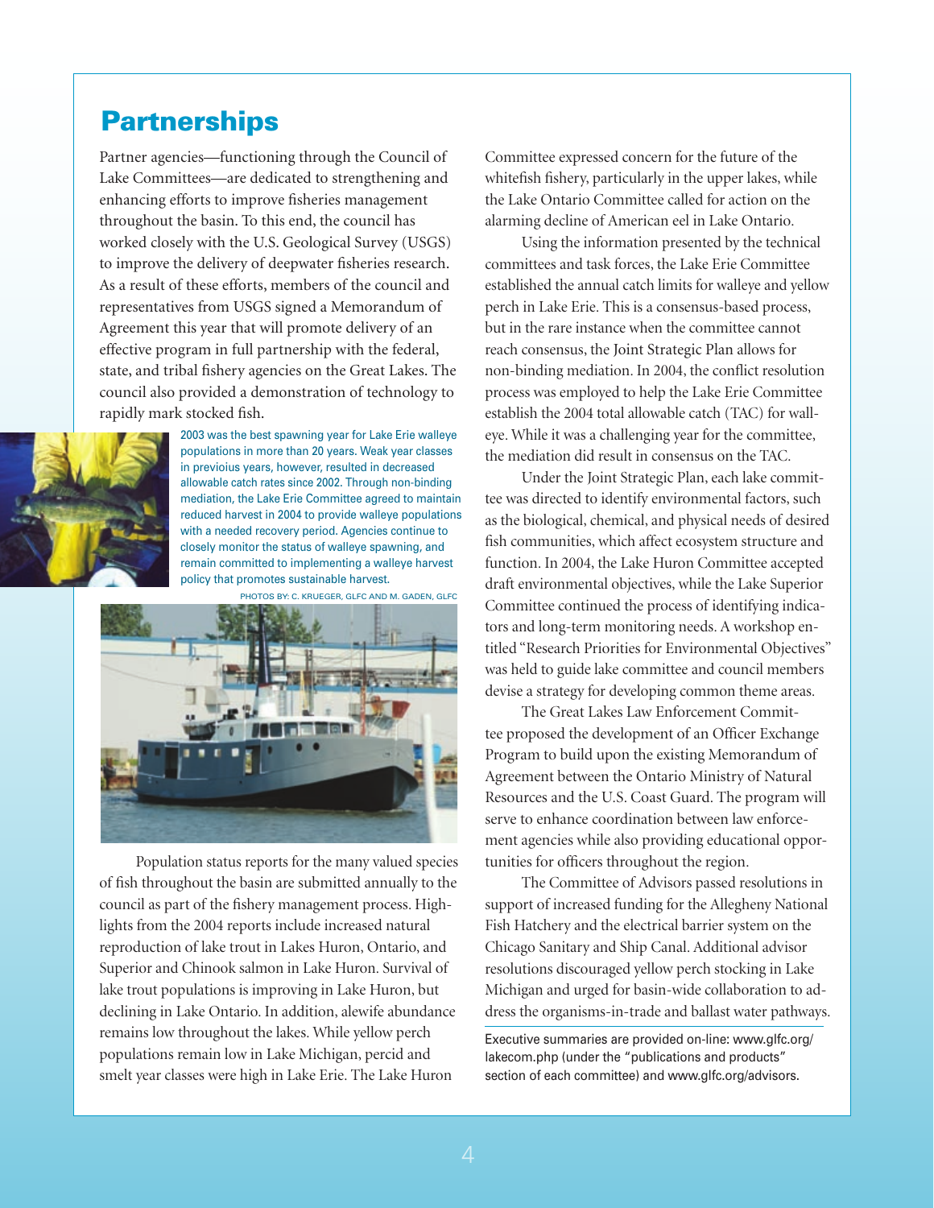## Partnerships

Partner agencies—functioning through the Council of Lake Committees—are dedicated to strengthening and enhancing efforts to improve fisheries management throughout the basin. To this end, the council has worked closely with the U.S. Geological Survey (USGS) to improve the delivery of deepwater fisheries research. As a result of these efforts, members of the council and representatives from USGS signed a Memorandum of Agreement this year that will promote delivery of an effective program in full partnership with the federal, state, and tribal fishery agencies on the Great Lakes. The council also provided a demonstration of technology to rapidly mark stocked fish.

2003 was the best spawning year for Lake Erie walleye populations in more than 20 years. Weak year classes in previoius years, however, resulted in decreased allowable catch rates since 2002. Through non-binding mediation, the Lake Erie Committee agreed to maintain reduced harvest in 2004 to provide walleye populations with a needed recovery period. Agencies continue to closely monitor the status of walleye spawning, and remain committed to implementing a walleye harvest policy that promotes sustainable harvest.

PHOTOS BY: C. KRUEGER, GLFC AND M. GADEN, GLFC

Population status reports for the many valued species of fish throughout the basin are submitted annually to the council as part of the fishery management process. Highlights from the 2004 reports include increased natural reproduction of lake trout in Lakes Huron, Ontario, and Superior and Chinook salmon in Lake Huron. Survival of lake trout populations is improving in Lake Huron, but declining in Lake Ontario. In addition, alewife abundance remains low throughout the lakes. While yellow perch populations remain low in Lake Michigan, percid and smelt year classes were high in Lake Erie. The Lake Huron Committee expressed concern for the future of the whitefish fishery, particularly in the upper lakes, while the Lake Ontario Committee called for action on the alarming decline of American eel in Lake Ontario.

Using the information presented by the technical committees and task forces, the Lake Erie Committee established the annual catch limits for walleye and yellow perch in Lake Erie. This is a consensus-based process, but in the rare instance when the committee cannot reach consensus, the Joint Strategic Plan allows for non-binding mediation. In 2004, the conflict resolution process was employed to help the Lake Erie Committee establish the 2004 total allowable catch (TAC) for walleye. While it was a challenging year for the committee, the mediation did result in consensus on the TAC.

Under the Joint Strategic Plan, each lake committee was directed to identify environmental factors, such as the biological, chemical, and physical needs of desired fish communities, which affect ecosystem structure and function. In 2004, the Lake Huron Committee accepted draft environmental objectives, while the Lake Superior Committee continued the process of identifying indicators and long-term monitoring needs. A workshop entitled "Research Priorities for Environmental Objectives" was held to guide lake committee and council members devise a strategy for developing common theme areas.

The Great Lakes Law Enforcement Committee proposed the development of an Officer Exchange Program to build upon the existing Memorandum of Agreement between the Ontario Ministry of Natural Resources and the U.S. Coast Guard. The program will serve to enhance coordination between law enforcement agencies while also providing educational opportunities for officers throughout the region.

The Committee of Advisors passed resolutions in support of increased funding for the Allegheny National Fish Hatchery and the electrical barrier system on the Chicago Sanitary and Ship Canal. Additional advisor resolutions discouraged yellow perch stocking in Lake Michigan and urged for basin-wide collaboration to address the organisms-in-trade and ballast water pathways.

Executive summaries are provided on-line: www.glfc.org/lakecom.php (under the "publications and products" section of each committee) and www.glfc.org/advisors.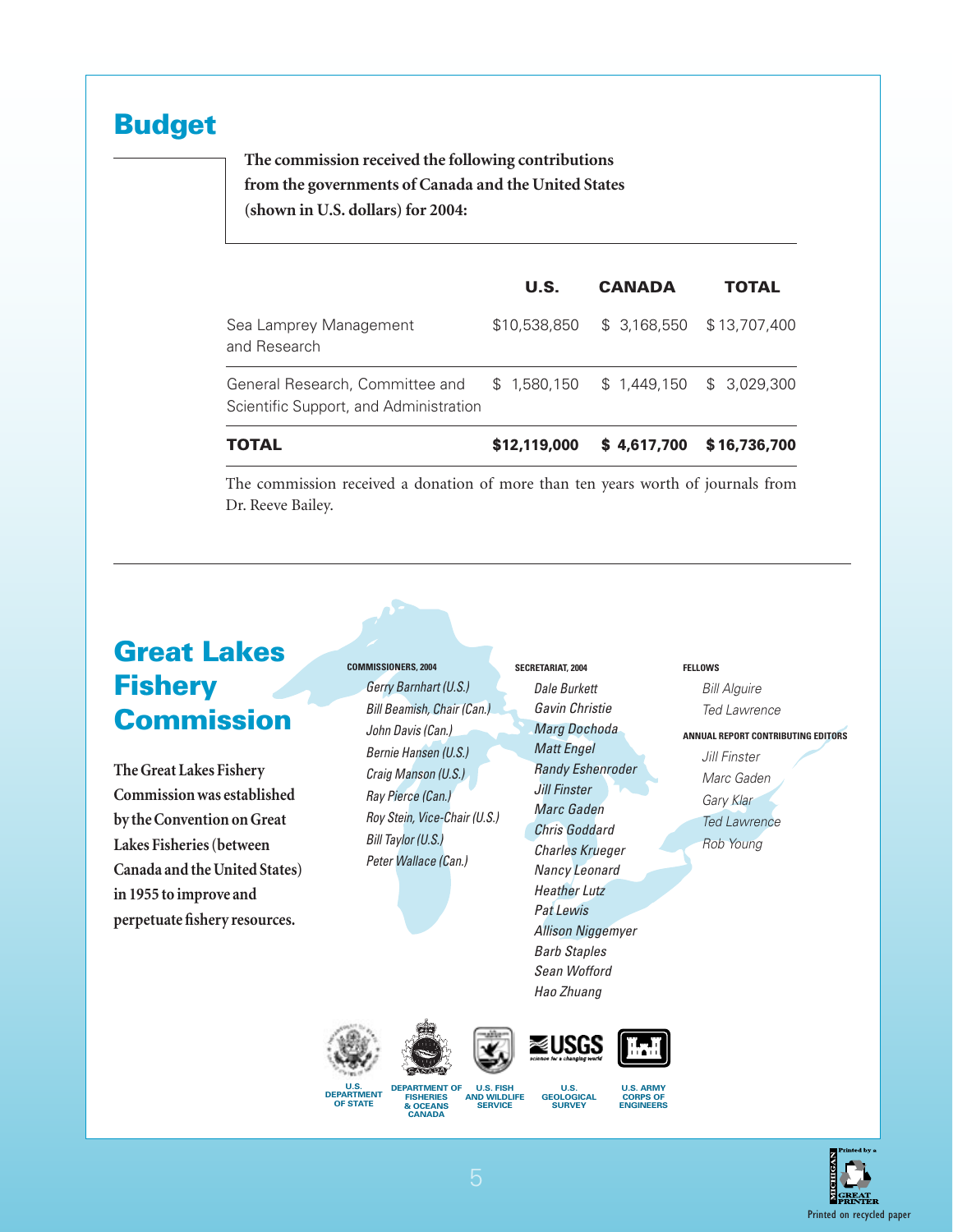# Budget

**The commission received the following contributions from the governments of Canada and the United States (shown in U.S. dollars) for 2004:**

| | U.S. | CANADA | TOTAL |
|---|---|---|---|
| Sea Lamprey Management and Research | $10,538,850 | $ 3,168,550 | $ 13,707,400 |
| General Research, Committee and Scientific Support, and Administration | $ 1,580,150 | $ 1,449,150 | $ 3,029,300 |
| **TOTAL** | **$12,119,000** | **$ 4,617,700** | **$ 16,736,700** |

The commission received a donation of more than ten years worth of journals from Dr. Reeve Bailey.

# Great Lakes Fishery Commission

**The Great Lakes Fishery Commission was established by the Convention on Great Lakes Fisheries (between Canada and the United States) in 1955 to improve and perpetuate fishery resources.**

**COMMISSIONERS, 2004**

*Gerry Barnhart (U.S.)*
*Bill Beamish, Chair (Can.)*
*John Davis (Can.)*
*Bernie Hansen (U.S.)*
*Craig Manson (U.S.)*
*Ray Pierce (Can.)*
*Roy Stein, Vice-Chair (U.S.)*
*Bill Taylor (U.S.)*
*Peter Wallace (Can.)*

**SECRETARIAT, 2004**

*Dale Burkett*
*Gavin Christie*
*Marg Dochoda*
*Matt Engel*
*Randy Eshenroder*
*Jill Finster*
*Marc Gaden*
*Chris Goddard*
*Charles Krueger*
*Nancy Leonard*
*Heather Lutz*
*Pat Lewis*
*Allison Niggemyer*
*Barb Staples*
*Sean Wofford*
*Hao Zhuang*

**FELLOWS**

*Bill Alguire*
*Ted Lawrence*

**ANNUAL REPORT CONTRIBUTING EDITORS**

*Jill Finster*
*Marc Gaden*
*Gary Klar*
*Ted Lawrence*
*Rob Young*

U.S. DEPARTMENT OF STATE — DEPARTMENT OF FISHERIES & OCEANS CANADA — U.S. FISH AND WILDLIFE SERVICE — U.S. GEOLOGICAL SURVEY — U.S. ARMY CORPS OF ENGINEERS

Printed on recycled paper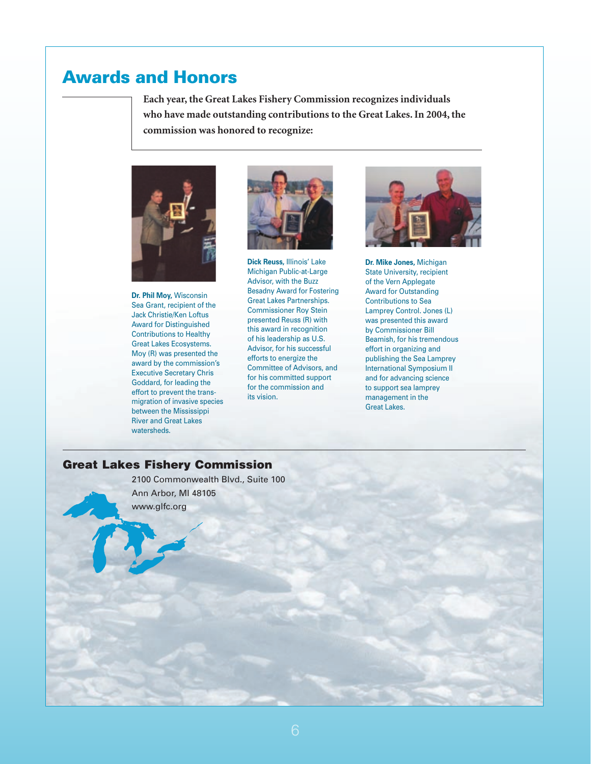## Awards and Honors

**Each year, the Great Lakes Fishery Commission recognizes individuals who have made outstanding contributions to the Great Lakes. In 2004, the commission was honored to recognize:**

**Dr. Phil Moy,** Wisconsin Sea Grant, recipient of the Jack Christie/Ken Loftus Award for Distinguished Contributions to Healthy Great Lakes Ecosystems. Moy (R) was presented the award by the commission's Executive Secretary Chris Goddard, for leading the effort to prevent the trans-migration of invasive species between the Mississippi River and Great Lakes watersheds.

**Dick Reuss,** Illinois' Lake Michigan Public-at-Large Advisor, with the Buzz Besadny Award for Fostering Great Lakes Partnerships. Commissioner Roy Stein presented Reuss (R) with this award in recognition of his leadership as U.S. Advisor, for his successful efforts to energize the Committee of Advisors, and for his committed support for the commission and its vision.

**Dr. Mike Jones,** Michigan State University, recipient of the Vern Applegate Award for Outstanding Contributions to Sea Lamprey Control. Jones (L) was presented this award by Commissioner Bill Beamish, for his tremendous effort in organizing and publishing the Sea Lamprey International Symposium II and for advancing science to support sea lamprey management in the Great Lakes.

### Great Lakes Fishery Commission

2100 Commonwealth Blvd., Suite 100
Ann Arbor, MI 48105
www.glfc.org